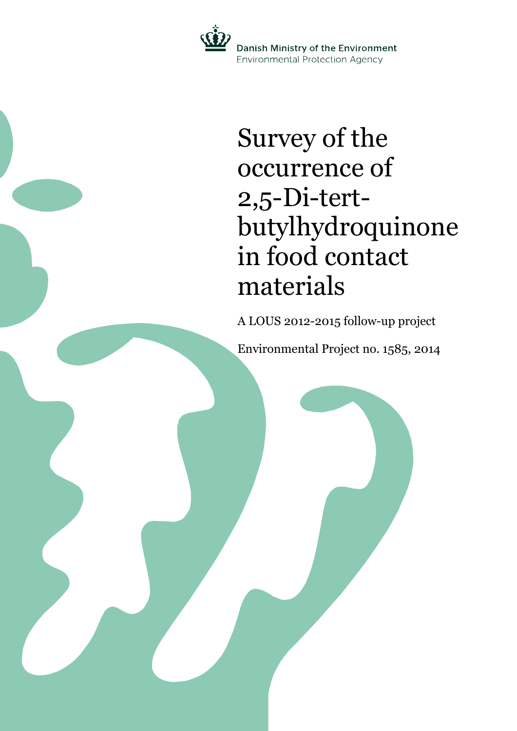Danish Ministry of the Environment
Environmental Protection Agency

# Survey of the occurrence of 2,5-Di-tert-butylhydroquinone in food contact materials

A LOUS 2012-2015 follow-up project

Environmental Project no. 1585, 2014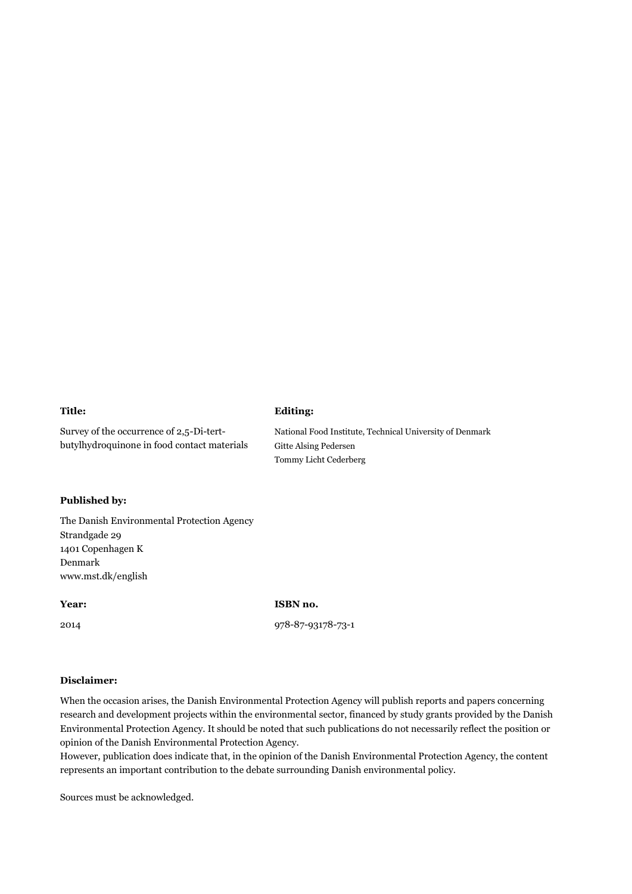**Title:**

Survey of the occurrence of 2,5-Di-tert-butylhydroquinone in food contact materials

**Editing:**

National Food Institute, Technical University of Denmark
Gitte Alsing Pedersen
Tommy Licht Cederberg

**Published by:**

The Danish Environmental Protection Agency
Strandgade 29
1401 Copenhagen K
Denmark
www.mst.dk/english

**Year:**

2014

**ISBN no.**

978-87-93178-73-1

**Disclaimer:**

When the occasion arises, the Danish Environmental Protection Agency will publish reports and papers concerning research and development projects within the environmental sector, financed by study grants provided by the Danish Environmental Protection Agency. It should be noted that such publications do not necessarily reflect the position or opinion of the Danish Environmental Protection Agency.
However, publication does indicate that, in the opinion of the Danish Environmental Protection Agency, the content represents an important contribution to the debate surrounding Danish environmental policy.

Sources must be acknowledged.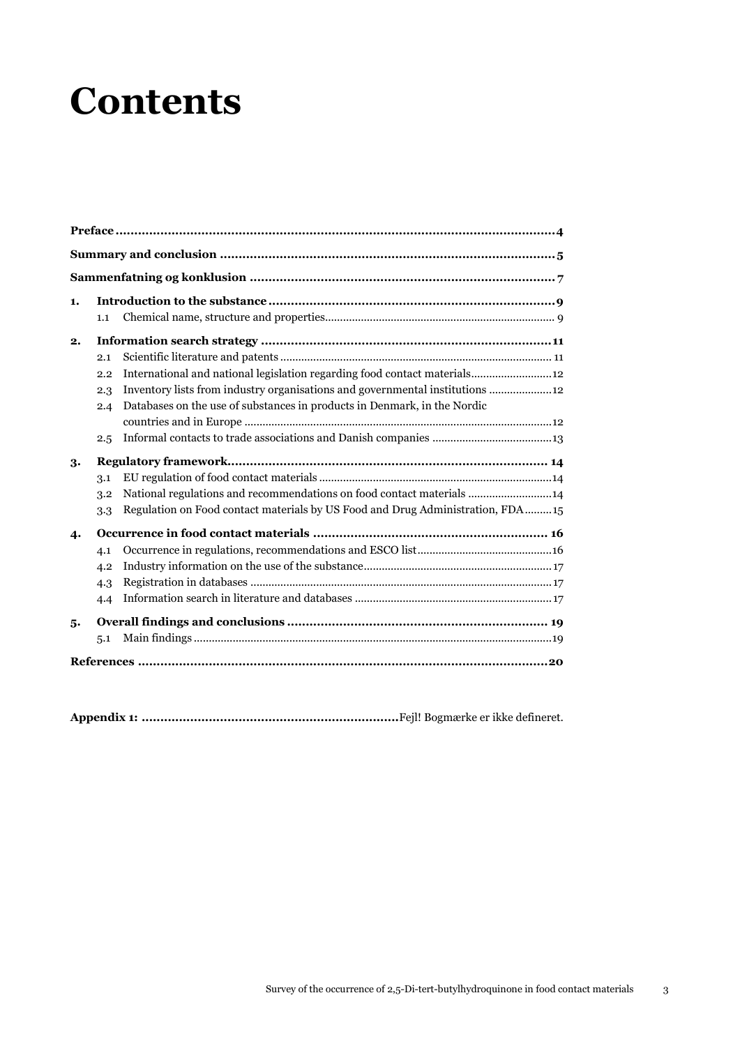# Contents

**Preface** .......... **4**

**Summary and conclusion** .......... **5**

**Sammenfatning og konklusion** .......... **7**

**1. Introduction to the substance** .......... **9**

1.1 Chemical name, structure and properties .......... 9

**2. Information search strategy** .......... **11**

2.1 Scientific literature and patents .......... 11

2.2 International and national legislation regarding food contact materials .......... 12

2.3 Inventory lists from industry organisations and governmental institutions .......... 12

2.4 Databases on the use of substances in products in Denmark, in the Nordic countries and in Europe .......... 12

2.5 Informal contacts to trade associations and Danish companies .......... 13

**3. Regulatory framework** .......... **14**

3.1 EU regulation of food contact materials .......... 14

3.2 National regulations and recommendations on food contact materials .......... 14

3.3 Regulation on Food contact materials by US Food and Drug Administration, FDA .......... 15

**4. Occurrence in food contact materials** .......... **16**

4.1 Occurrence in regulations, recommendations and ESCO list .......... 16

4.2 Industry information on the use of the substance .......... 17

4.3 Registration in databases .......... 17

4.4 Information search in literature and databases .......... 17

**5. Overall findings and conclusions** .......... **19**

5.1 Main findings .......... 19

**References** .......... **20**

**Appendix 1:** .......... Fejl! Bogmærke er ikke defineret.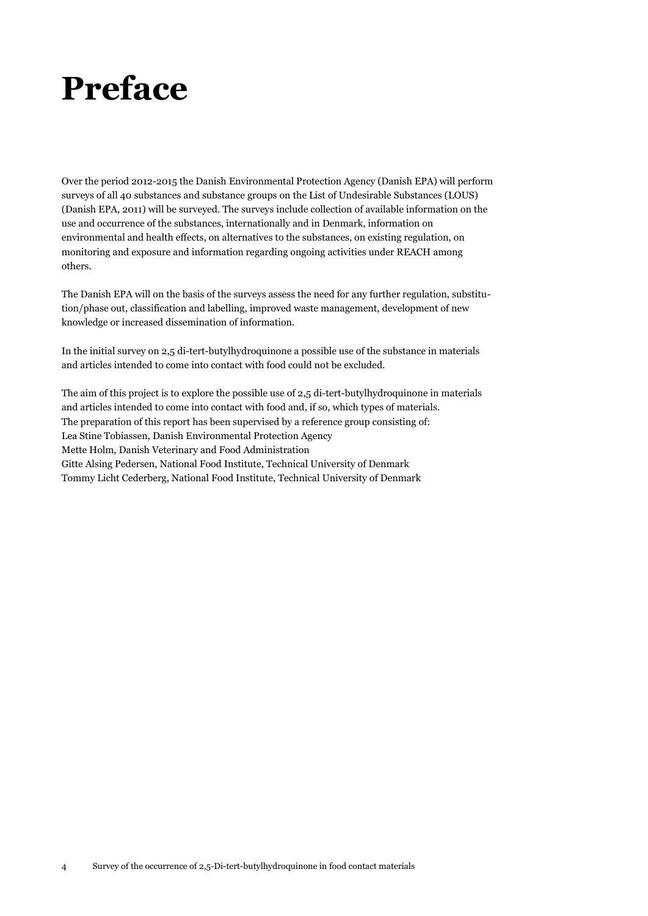# Preface

Over the period 2012-2015 the Danish Environmental Protection Agency (Danish EPA) will perform surveys of all 40 substances and substance groups on the List of Undesirable Substances (LOUS) (Danish EPA, 2011) will be surveyed. The surveys include collection of available information on the use and occurrence of the substances, internationally and in Denmark, information on environmental and health effects, on alternatives to the substances, on existing regulation, on monitoring and exposure and information regarding ongoing activities under REACH among others.

The Danish EPA will on the basis of the surveys assess the need for any further regulation, substitution/phase out, classification and labelling, improved waste management, development of new knowledge or increased dissemination of information.

In the initial survey on 2,5 di-tert-butylhydroquinone a possible use of the substance in materials and articles intended to come into contact with food could not be excluded.

The aim of this project is to explore the possible use of 2,5 di-tert-butylhydroquinone in materials and articles intended to come into contact with food and, if so, which types of materials.
The preparation of this report has been supervised by a reference group consisting of:
Lea Stine Tobiassen, Danish Environmental Protection Agency
Mette Holm, Danish Veterinary and Food Administration
Gitte Alsing Pedersen, National Food Institute, Technical University of Denmark
Tommy Licht Cederberg, National Food Institute, Technical University of Denmark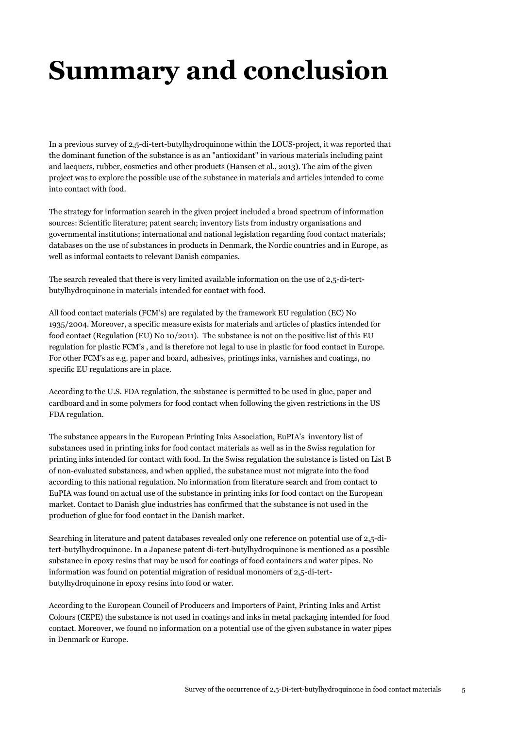# Summary and conclusion

In a previous survey of 2,5-di-tert-butylhydroquinone within the LOUS-project, it was reported that the dominant function of the substance is as an "antioxidant" in various materials including paint and lacquers, rubber, cosmetics and other products (Hansen et al., 2013). The aim of the given project was to explore the possible use of the substance in materials and articles intended to come into contact with food.

The strategy for information search in the given project included a broad spectrum of information sources: Scientific literature; patent search; inventory lists from industry organisations and governmental institutions; international and national legislation regarding food contact materials; databases on the use of substances in products in Denmark, the Nordic countries and in Europe, as well as informal contacts to relevant Danish companies.

The search revealed that there is very limited available information on the use of 2,5-di-tert-butylhydroquinone in materials intended for contact with food.

All food contact materials (FCM's) are regulated by the framework EU regulation (EC) No 1935/2004. Moreover, a specific measure exists for materials and articles of plastics intended for food contact (Regulation (EU) No 10/2011). The substance is not on the positive list of this EU regulation for plastic FCM's , and is therefore not legal to use in plastic for food contact in Europe. For other FCM's as e.g. paper and board, adhesives, printings inks, varnishes and coatings, no specific EU regulations are in place.

According to the U.S. FDA regulation, the substance is permitted to be used in glue, paper and cardboard and in some polymers for food contact when following the given restrictions in the US FDA regulation.

The substance appears in the European Printing Inks Association, EuPIA's inventory list of substances used in printing inks for food contact materials as well as in the Swiss regulation for printing inks intended for contact with food. In the Swiss regulation the substance is listed on List B of non-evaluated substances, and when applied, the substance must not migrate into the food according to this national regulation. No information from literature search and from contact to EuPIA was found on actual use of the substance in printing inks for food contact on the European market. Contact to Danish glue industries has confirmed that the substance is not used in the production of glue for food contact in the Danish market.

Searching in literature and patent databases revealed only one reference on potential use of 2,5-di-tert-butylhydroquinone. In a Japanese patent di-tert-butylhydroquinone is mentioned as a possible substance in epoxy resins that may be used for coatings of food containers and water pipes. No information was found on potential migration of residual monomers of 2,5-di-tert-butylhydroquinone in epoxy resins into food or water.

According to the European Council of Producers and Importers of Paint, Printing Inks and Artist Colours (CEPE) the substance is not used in coatings and inks in metal packaging intended for food contact. Moreover, we found no information on a potential use of the given substance in water pipes in Denmark or Europe.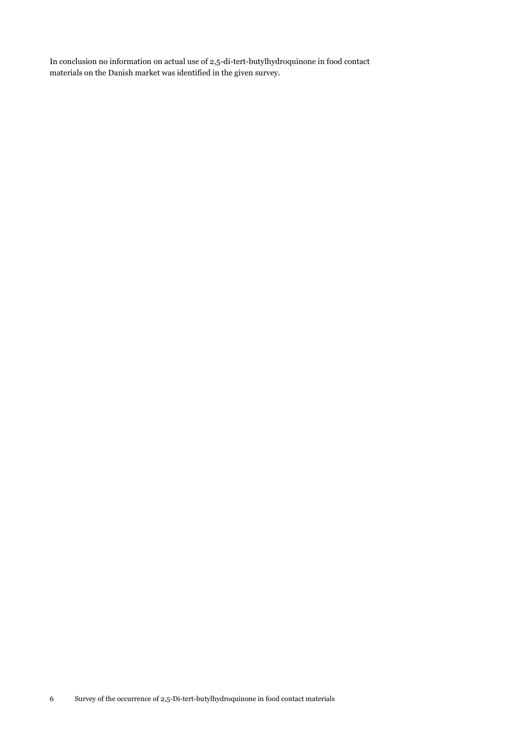In conclusion no information on actual use of 2,5-di-tert-butylhydroquinone in food contact materials on the Danish market was identified in the given survey.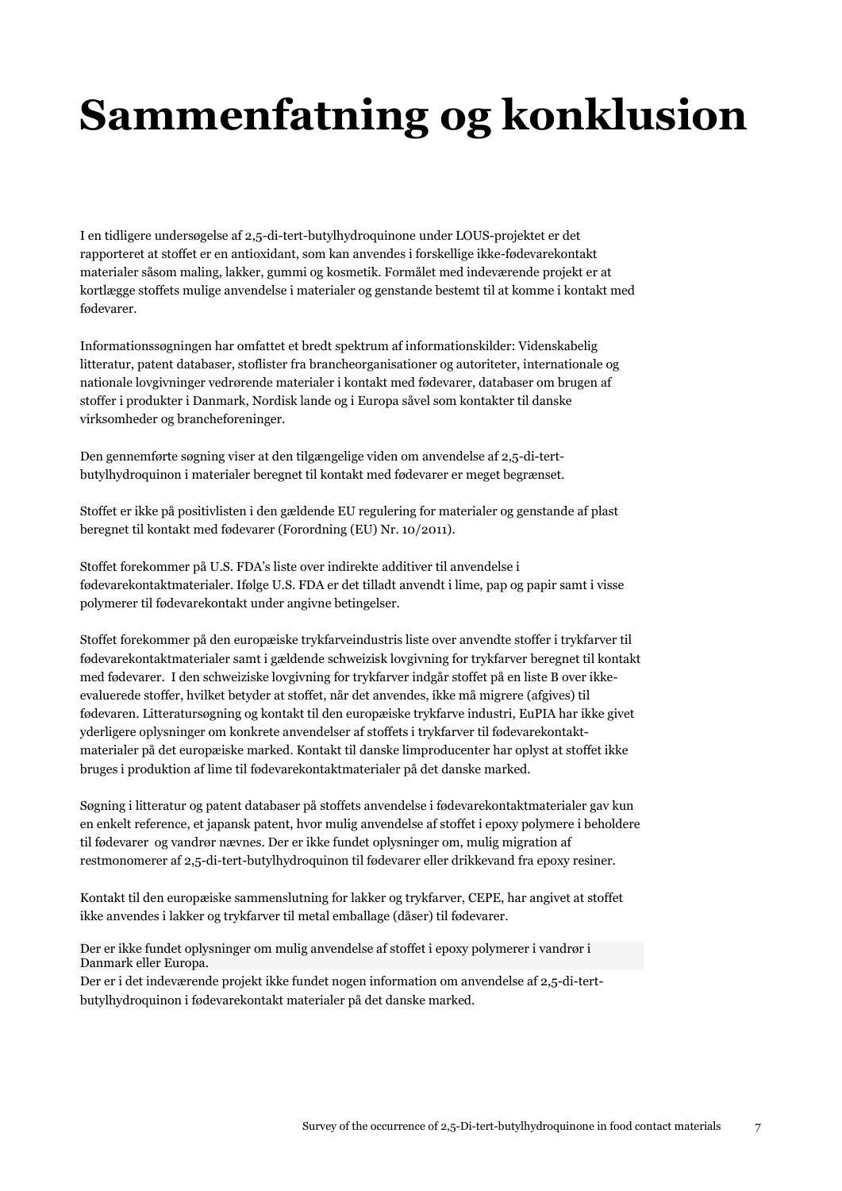# Sammenfatning og konklusion

I en tidligere undersøgelse af 2,5-di-tert-butylhydroquinone under LOUS-projektet er det rapporteret at stoffet er en antioxidant, som kan anvendes i forskellige ikke-fødevarekontakt materialer såsom maling, lakker, gummi og kosmetik. Formålet med indeværende projekt er at kortlægge stoffets mulige anvendelse i materialer og genstande bestemt til at komme i kontakt med fødevarer.

Informationssøgningen har omfattet et bredt spektrum af informationskilder: Videnskabelig litteratur, patent databaser, stoflister fra brancheorganisationer og autoriteter, internationale og nationale lovgivninger vedrørende materialer i kontakt med fødevarer, databaser om brugen af stoffer i produkter i Danmark, Nordisk lande og i Europa såvel som kontakter til danske virksomheder og brancheforeninger.

Den gennemførte søgning viser at den tilgængelige viden om anvendelse af 2,5-di-tert-butylhydroquinon i materialer beregnet til kontakt med fødevarer er meget begrænset.

Stoffet er ikke på positivlisten i den gældende EU regulering for materialer og genstande af plast beregnet til kontakt med fødevarer (Forordning (EU) Nr. 10/2011).

Stoffet forekommer på U.S. FDA's liste over indirekte additiver til anvendelse i fødevarekontaktmaterialer. Ifølge U.S. FDA er det tilladt anvendt i lime, pap og papir samt i visse polymerer til fødevarekontakt under angivne betingelser.

Stoffet forekommer på den europæiske trykfarveindustris liste over anvendte stoffer i trykfarver til fødevarekontaktmaterialer samt i gældende schweizisk lovgivning for trykfarver beregnet til kontakt med fødevarer. I den schweiziske lovgivning for trykfarver indgår stoffet på en liste B over ikke-evaluerede stoffer, hvilket betyder at stoffet, når det anvendes, ikke må migrere (afgives) til fødevaren. Litteratursøgning og kontakt til den europæiske trykfarve industri, EuPIA har ikke givet yderligere oplysninger om konkrete anvendelser af stoffets i trykfarver til fødevarekontakt-materialer på det europæiske marked. Kontakt til danske limproducenter har oplyst at stoffet ikke bruges i produktion af lime til fødevarekontaktmaterialer på det danske marked.

Søgning i litteratur og patent databaser på stoffets anvendelse i fødevarekontaktmaterialer gav kun en enkelt reference, et japansk patent, hvor mulig anvendelse af stoffet i epoxy polymere i beholdere til fødevarer og vandrør nævnes. Der er ikke fundet oplysninger om, mulig migration af restmonomerer af 2,5-di-tert-butylhydroquinon til fødevarer eller drikkevand fra epoxy resiner.

Kontakt til den europæiske sammenslutning for lakker og trykfarver, CEPE, har angivet at stoffet ikke anvendes i lakker og trykfarver til metal emballage (dåser) til fødevarer.

Der er ikke fundet oplysninger om mulig anvendelse af stoffet i epoxy polymerer i vandrør i Danmark eller Europa.

Der er i det indeværende projekt ikke fundet nogen information om anvendelse af 2,5-di-tert-butylhydroquinon i fødevarekontakt materialer på det danske marked.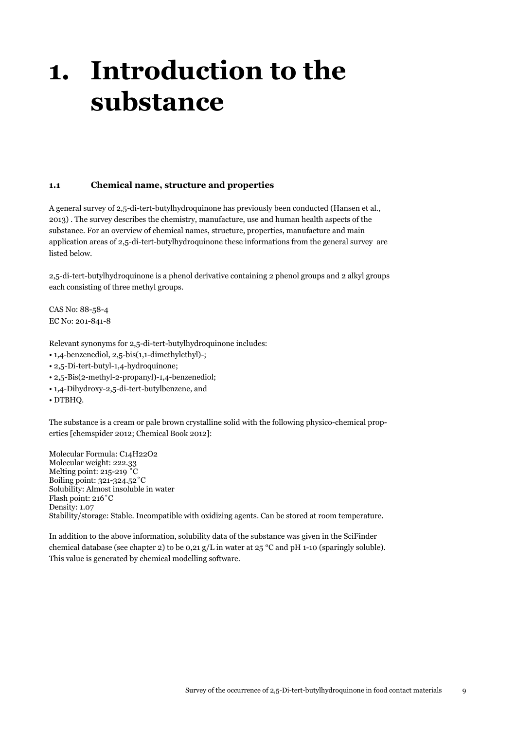# 1. Introduction to the substance

### 1.1 Chemical name, structure and properties

A general survey of 2,5-di-tert-butylhydroquinone has previously been conducted (Hansen et al., 2013) . The survey describes the chemistry, manufacture, use and human health aspects of the substance. For an overview of chemical names, structure, properties, manufacture and main application areas of 2,5-di-tert-butylhydroquinone these informations from the general survey are listed below.

2,5-di-tert-butylhydroquinone is a phenol derivative containing 2 phenol groups and 2 alkyl groups each consisting of three methyl groups.

CAS No: 88-58-4
EC No: 201-841-8

Relevant synonyms for 2,5-di-tert-butylhydroquinone includes:

- 1,4-benzenediol, 2,5-bis(1,1-dimethylethyl)-;
- 2,5-Di-tert-butyl-1,4-hydroquinone;
- 2,5-Bis(2-methyl-2-propanyl)-1,4-benzenediol;
- 1,4-Dihydroxy-2,5-di-tert-butylbenzene, and
- DTBHQ.

The substance is a cream or pale brown crystalline solid with the following physico-chemical properties [chemspider 2012; Chemical Book 2012]:

Molecular Formula: $C_{14}H_{22}O_2$
Molecular weight: 222.33
Melting point: 215-219 ˚C
Boiling point: 321-324.52˚C
Solubility: Almost insoluble in water
Flash point: 216˚C
Density: 1.07
Stability/storage: Stable. Incompatible with oxidizing agents. Can be stored at room temperature.

In addition to the above information, solubility data of the substance was given in the SciFinder chemical database (see chapter 2) to be 0,21 g/L in water at 25 °C and pH 1-10 (sparingly soluble). This value is generated by chemical modelling software.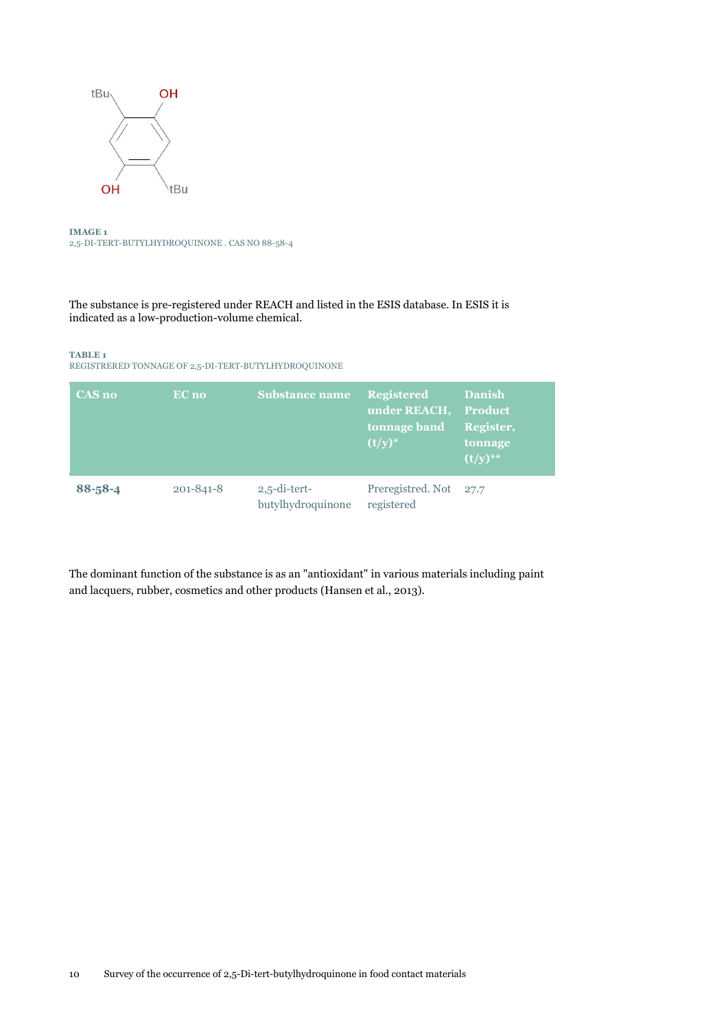**IMAGE 1**
2,5-DI-TERT-BUTYLHYDROQUINONE . CAS NO 88-58-4

The substance is pre-registered under REACH and listed in the ESIS database. In ESIS it is indicated as a low-production-volume chemical.

**TABLE 1**
REGISTRERED TONNAGE OF 2,5-DI-TERT-BUTYLHYDROQUINONE

| CAS no | EC no | Substance name | Registered under REACH, tonnage band (t/y)* | Danish Product Register, tonnage (t/y)** |
|---|---|---|---|---|
| **88-58-4** | 201-841-8 | 2,5-di-tert-butylhydroquinone | Preregistred. Not registered | 27.7 |

The dominant function of the substance is as an "antioxidant" in various materials including paint and lacquers, rubber, cosmetics and other products (Hansen et al., 2013).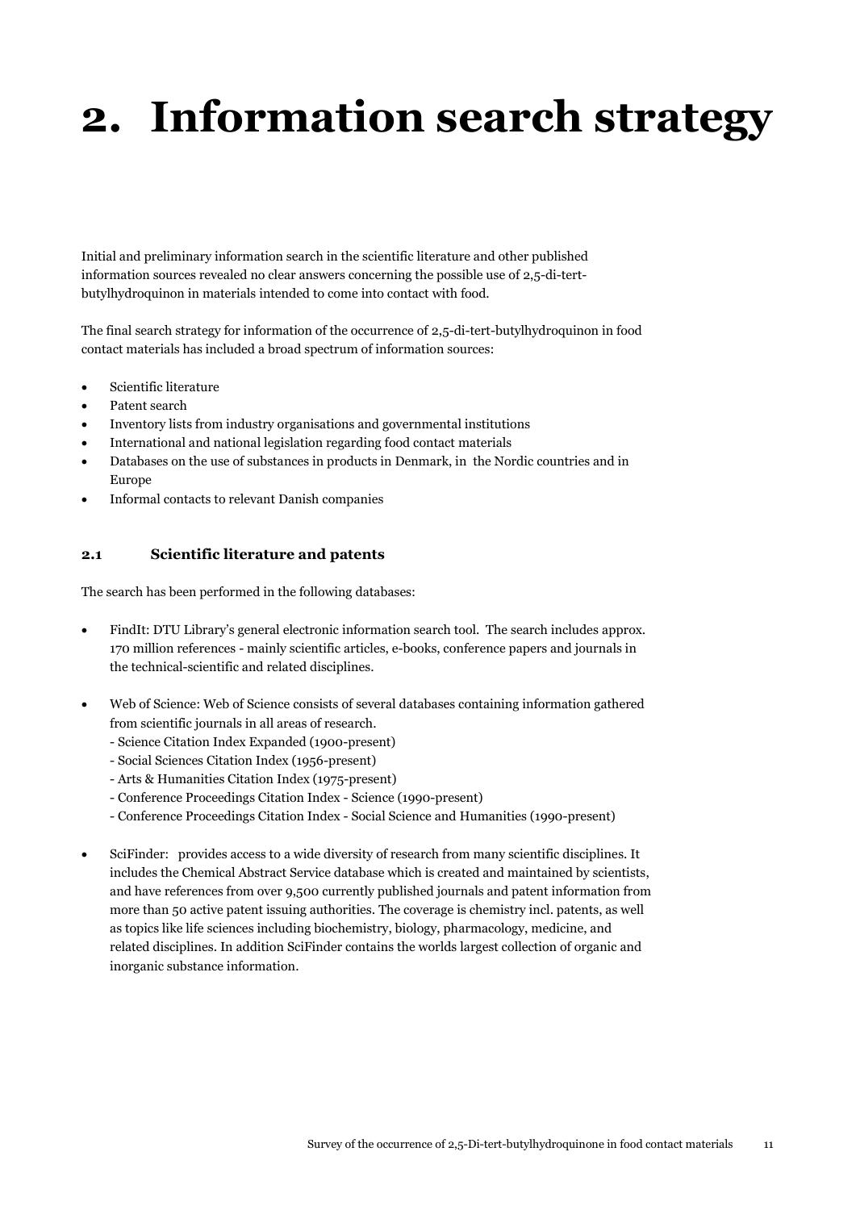# 2. Information search strategy

Initial and preliminary information search in the scientific literature and other published information sources revealed no clear answers concerning the possible use of 2,5-di-tert-butylhydroquinon in materials intended to come into contact with food.

The final search strategy for information of the occurrence of 2,5-di-tert-butylhydroquinon in food contact materials has included a broad spectrum of information sources:

- Scientific literature
- Patent search
- Inventory lists from industry organisations and governmental institutions
- International and national legislation regarding food contact materials
- Databases on the use of substances in products in Denmark, in the Nordic countries and in Europe
- Informal contacts to relevant Danish companies

## 2.1 Scientific literature and patents

The search has been performed in the following databases:

- FindIt: DTU Library's general electronic information search tool. The search includes approx. 170 million references - mainly scientific articles, e-books, conference papers and journals in the technical-scientific and related disciplines.

- Web of Science: Web of Science consists of several databases containing information gathered from scientific journals in all areas of research.
  - Science Citation Index Expanded (1900-present)
  - Social Sciences Citation Index (1956-present)
  - Arts & Humanities Citation Index (1975-present)
  - Conference Proceedings Citation Index - Science (1990-present)
  - Conference Proceedings Citation Index - Social Science and Humanities (1990-present)

- SciFinder: provides access to a wide diversity of research from many scientific disciplines. It includes the Chemical Abstract Service database which is created and maintained by scientists, and have references from over 9,500 currently published journals and patent information from more than 50 active patent issuing authorities. The coverage is chemistry incl. patents, as well as topics like life sciences including biochemistry, biology, pharmacology, medicine, and related disciplines. In addition SciFinder contains the worlds largest collection of organic and inorganic substance information.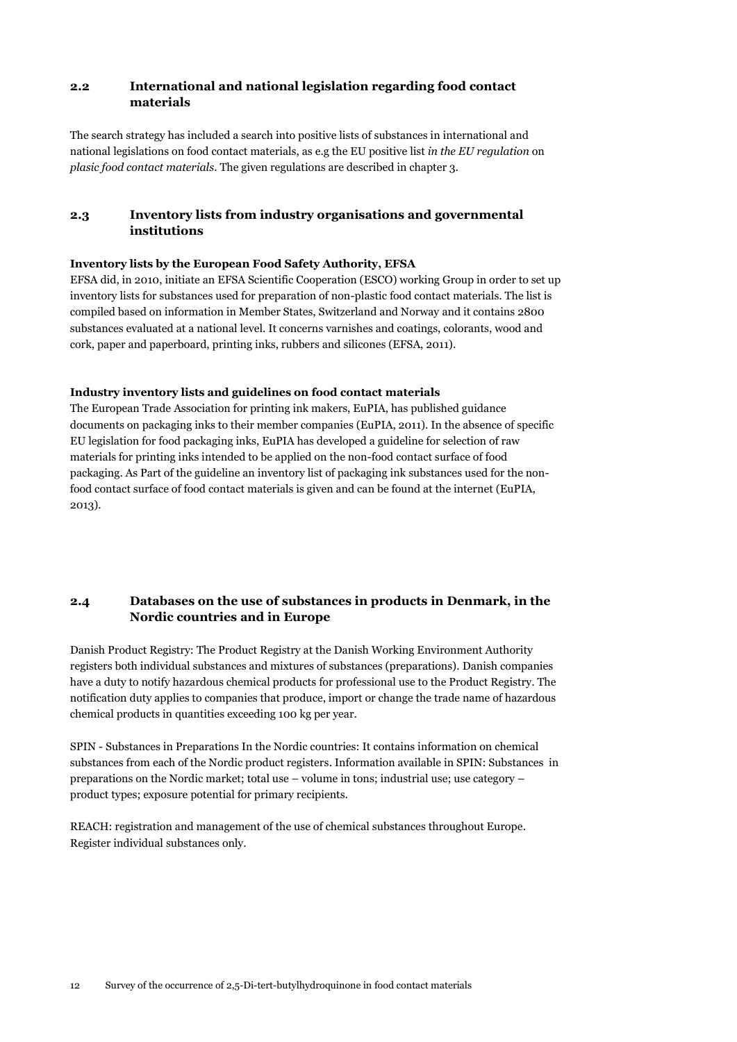## 2.2 International and national legislation regarding food contact materials

The search strategy has included a search into positive lists of substances in international and national legislations on food contact materials, as e.g the EU positive list *in the EU regulation* on *plasic food contact materials*. The given regulations are described in chapter 3.

## 2.3 Inventory lists from industry organisations and governmental institutions

**Inventory lists by the European Food Safety Authority, EFSA**

EFSA did, in 2010, initiate an EFSA Scientific Cooperation (ESCO) working Group in order to set up inventory lists for substances used for preparation of non-plastic food contact materials. The list is compiled based on information in Member States, Switzerland and Norway and it contains 2800 substances evaluated at a national level. It concerns varnishes and coatings, colorants, wood and cork, paper and paperboard, printing inks, rubbers and silicones (EFSA, 2011).

**Industry inventory lists and guidelines on food contact materials**

The European Trade Association for printing ink makers, EuPIA, has published guidance documents on packaging inks to their member companies (EuPIA, 2011). In the absence of specific EU legislation for food packaging inks, EuPIA has developed a guideline for selection of raw materials for printing inks intended to be applied on the non-food contact surface of food packaging. As Part of the guideline an inventory list of packaging ink substances used for the non-food contact surface of food contact materials is given and can be found at the internet (EuPIA, 2013).

## 2.4 Databases on the use of substances in products in Denmark, in the Nordic countries and in Europe

Danish Product Registry: The Product Registry at the Danish Working Environment Authority registers both individual substances and mixtures of substances (preparations). Danish companies have a duty to notify hazardous chemical products for professional use to the Product Registry. The notification duty applies to companies that produce, import or change the trade name of hazardous chemical products in quantities exceeding 100 kg per year.

SPIN - Substances in Preparations In the Nordic countries: It contains information on chemical substances from each of the Nordic product registers. Information available in SPIN: Substances in preparations on the Nordic market; total use – volume in tons; industrial use; use category – product types; exposure potential for primary recipients.

REACH: registration and management of the use of chemical substances throughout Europe. Register individual substances only.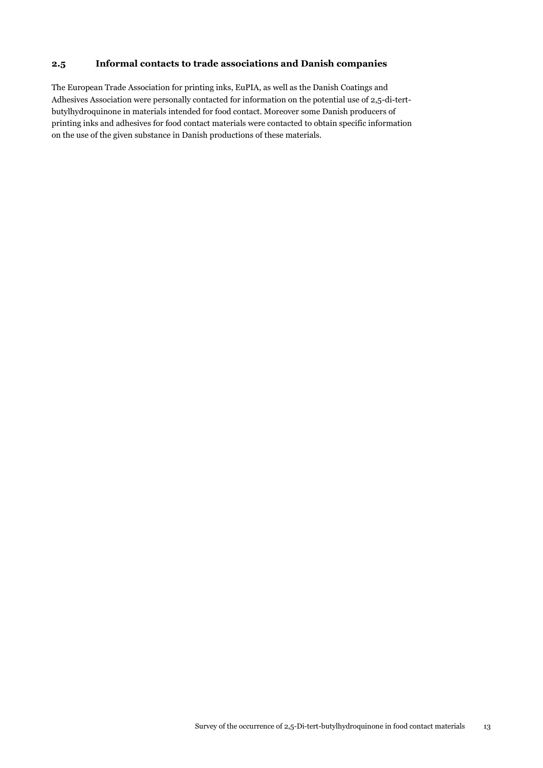### 2.5 Informal contacts to trade associations and Danish companies

The European Trade Association for printing inks, EuPIA, as well as the Danish Coatings and Adhesives Association were personally contacted for information on the potential use of 2,5-di-tert-butylhydroquinone in materials intended for food contact. Moreover some Danish producers of printing inks and adhesives for food contact materials were contacted to obtain specific information on the use of the given substance in Danish productions of these materials.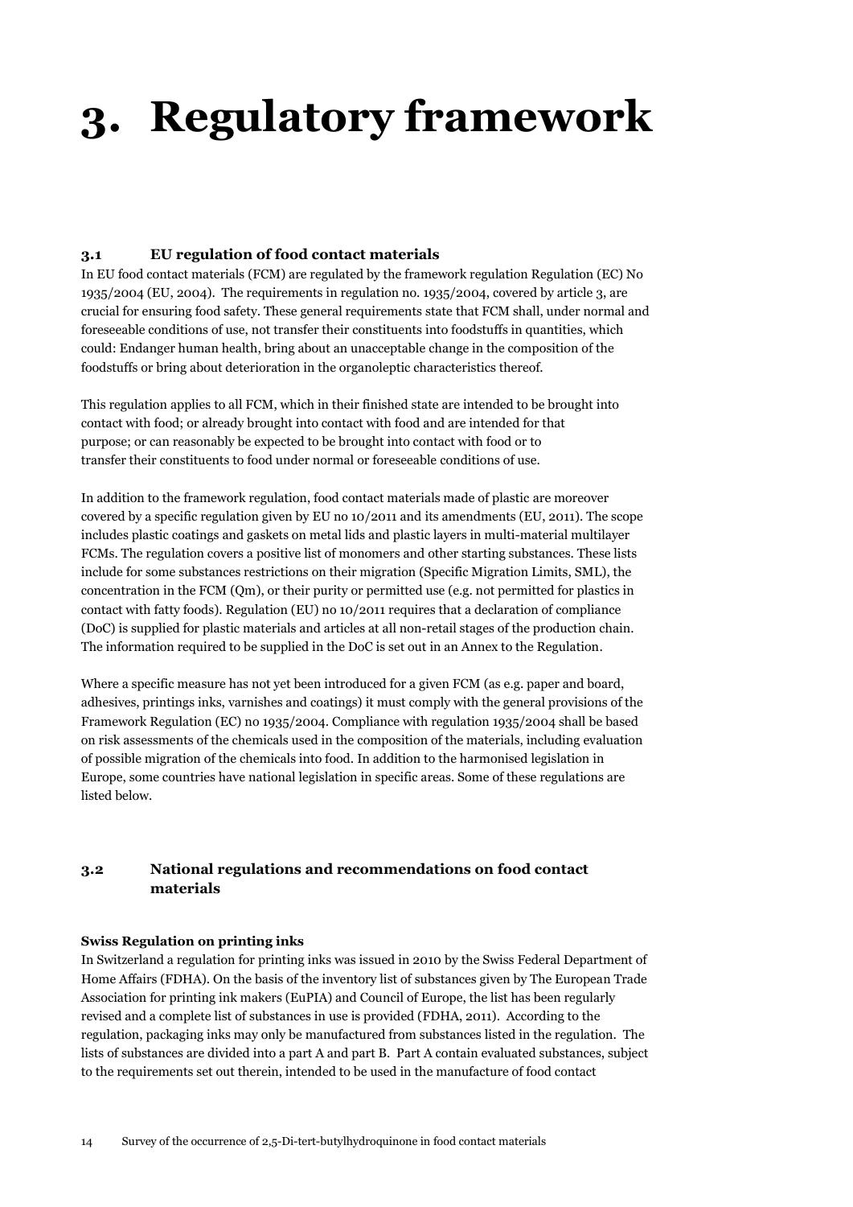# 3. Regulatory framework

### 3.1 EU regulation of food contact materials

In EU food contact materials (FCM) are regulated by the framework regulation Regulation (EC) No 1935/2004 (EU, 2004). The requirements in regulation no. 1935/2004, covered by article 3, are crucial for ensuring food safety. These general requirements state that FCM shall, under normal and foreseeable conditions of use, not transfer their constituents into foodstuffs in quantities, which could: Endanger human health, bring about an unacceptable change in the composition of the foodstuffs or bring about deterioration in the organoleptic characteristics thereof.

This regulation applies to all FCM, which in their finished state are intended to be brought into contact with food; or already brought into contact with food and are intended for that purpose; or can reasonably be expected to be brought into contact with food or to transfer their constituents to food under normal or foreseeable conditions of use.

In addition to the framework regulation, food contact materials made of plastic are moreover covered by a specific regulation given by EU no 10/2011 and its amendments (EU, 2011). The scope includes plastic coatings and gaskets on metal lids and plastic layers in multi-material multilayer FCMs. The regulation covers a positive list of monomers and other starting substances. These lists include for some substances restrictions on their migration (Specific Migration Limits, SML), the concentration in the FCM (Qm), or their purity or permitted use (e.g. not permitted for plastics in contact with fatty foods). Regulation (EU) no 10/2011 requires that a declaration of compliance (DoC) is supplied for plastic materials and articles at all non-retail stages of the production chain. The information required to be supplied in the DoC is set out in an Annex to the Regulation.

Where a specific measure has not yet been introduced for a given FCM (as e.g. paper and board, adhesives, printings inks, varnishes and coatings) it must comply with the general provisions of the Framework Regulation (EC) no 1935/2004. Compliance with regulation 1935/2004 shall be based on risk assessments of the chemicals used in the composition of the materials, including evaluation of possible migration of the chemicals into food. In addition to the harmonised legislation in Europe, some countries have national legislation in specific areas. Some of these regulations are listed below.

### 3.2 National regulations and recommendations on food contact materials

**Swiss Regulation on printing inks**

In Switzerland a regulation for printing inks was issued in 2010 by the Swiss Federal Department of Home Affairs (FDHA). On the basis of the inventory list of substances given by The European Trade Association for printing ink makers (EuPIA) and Council of Europe, the list has been regularly revised and a complete list of substances in use is provided (FDHA, 2011). According to the regulation, packaging inks may only be manufactured from substances listed in the regulation. The lists of substances are divided into a part A and part B. Part A contain evaluated substances, subject to the requirements set out therein, intended to be used in the manufacture of food contact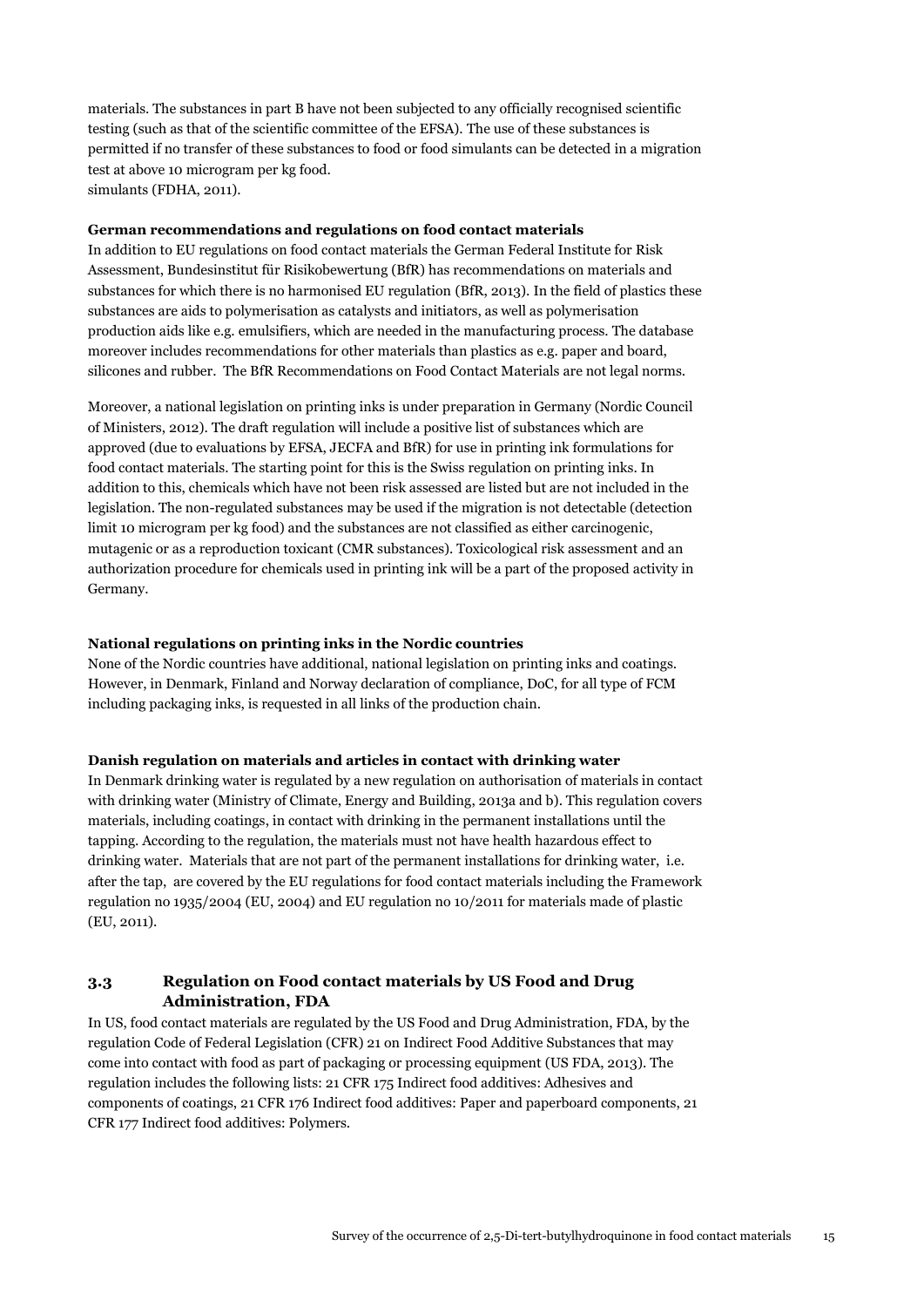materials. The substances in part B have not been subjected to any officially recognised scientific testing (such as that of the scientific committee of the EFSA). The use of these substances is permitted if no transfer of these substances to food or food simulants can be detected in a migration test at above 10 microgram per kg food.
simulants (FDHA, 2011).

**German recommendations and regulations on food contact materials**

In addition to EU regulations on food contact materials the German Federal Institute for Risk Assessment, Bundesinstitut für Risikobewertung (BfR) has recommendations on materials and substances for which there is no harmonised EU regulation (BfR, 2013). In the field of plastics these substances are aids to polymerisation as catalysts and initiators, as well as polymerisation production aids like e.g. emulsifiers, which are needed in the manufacturing process. The database moreover includes recommendations for other materials than plastics as e.g. paper and board, silicones and rubber. The BfR Recommendations on Food Contact Materials are not legal norms.

Moreover, a national legislation on printing inks is under preparation in Germany (Nordic Council of Ministers, 2012). The draft regulation will include a positive list of substances which are approved (due to evaluations by EFSA, JECFA and BfR) for use in printing ink formulations for food contact materials. The starting point for this is the Swiss regulation on printing inks. In addition to this, chemicals which have not been risk assessed are listed but are not included in the legislation. The non-regulated substances may be used if the migration is not detectable (detection limit 10 microgram per kg food) and the substances are not classified as either carcinogenic, mutagenic or as a reproduction toxicant (CMR substances). Toxicological risk assessment and an authorization procedure for chemicals used in printing ink will be a part of the proposed activity in Germany.

**National regulations on printing inks in the Nordic countries**

None of the Nordic countries have additional, national legislation on printing inks and coatings. However, in Denmark, Finland and Norway declaration of compliance, DoC, for all type of FCM including packaging inks, is requested in all links of the production chain.

**Danish regulation on materials and articles in contact with drinking water**

In Denmark drinking water is regulated by a new regulation on authorisation of materials in contact with drinking water (Ministry of Climate, Energy and Building, 2013a and b). This regulation covers materials, including coatings, in contact with drinking in the permanent installations until the tapping. According to the regulation, the materials must not have health hazardous effect to drinking water. Materials that are not part of the permanent installations for drinking water, i.e. after the tap, are covered by the EU regulations for food contact materials including the Framework regulation no 1935/2004 (EU, 2004) and EU regulation no 10/2011 for materials made of plastic (EU, 2011).

## 3.3 Regulation on Food contact materials by US Food and Drug Administration, FDA

In US, food contact materials are regulated by the US Food and Drug Administration, FDA, by the regulation Code of Federal Legislation (CFR) 21 on Indirect Food Additive Substances that may come into contact with food as part of packaging or processing equipment (US FDA, 2013). The regulation includes the following lists: 21 CFR 175 Indirect food additives: Adhesives and components of coatings, 21 CFR 176 Indirect food additives: Paper and paperboard components, 21 CFR 177 Indirect food additives: Polymers.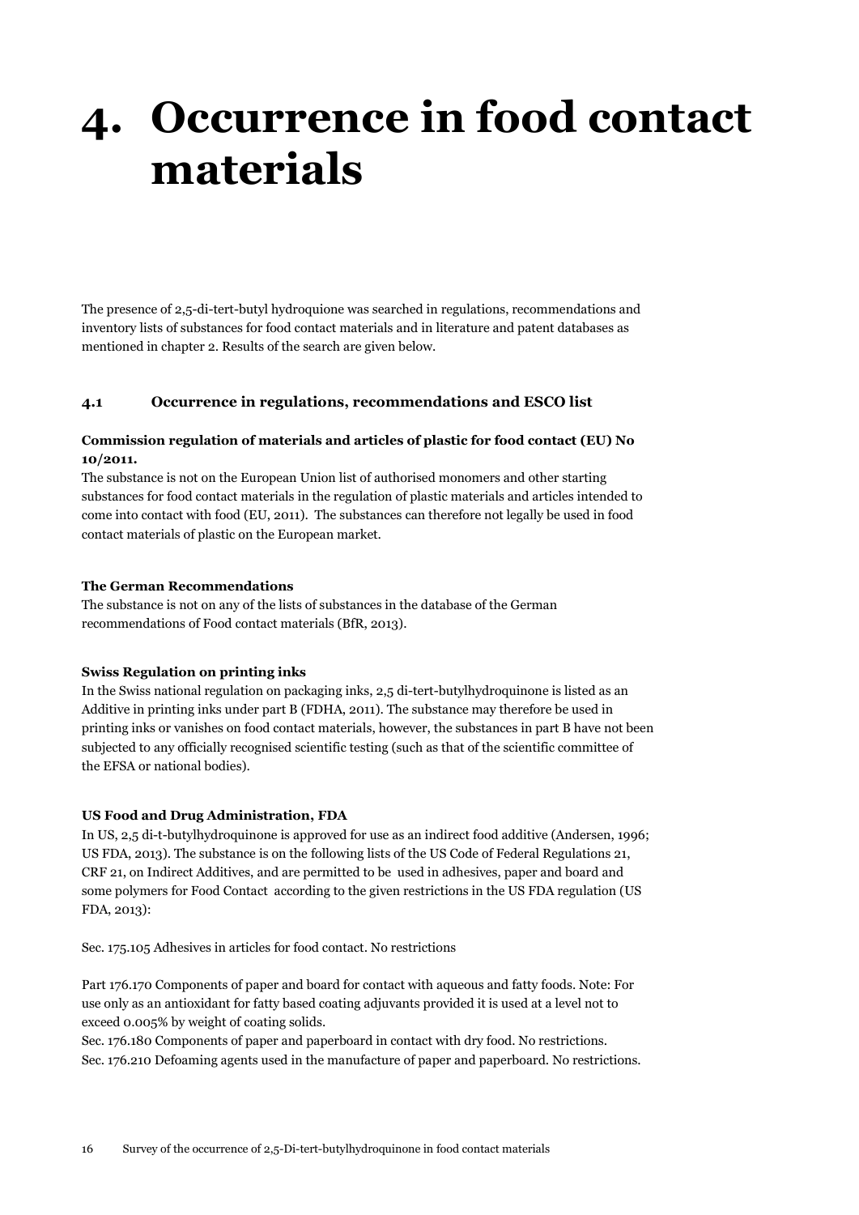# 4. Occurrence in food contact materials

The presence of 2,5-di-tert-butyl hydroquione was searched in regulations, recommendations and inventory lists of substances for food contact materials and in literature and patent databases as mentioned in chapter 2. Results of the search are given below.

## 4.1 Occurrence in regulations, recommendations and ESCO list

**Commission regulation of materials and articles of plastic for food contact (EU) No 10/2011.**

The substance is not on the European Union list of authorised monomers and other starting substances for food contact materials in the regulation of plastic materials and articles intended to come into contact with food (EU, 2011). The substances can therefore not legally be used in food contact materials of plastic on the European market.

**The German Recommendations**

The substance is not on any of the lists of substances in the database of the German recommendations of Food contact materials (BfR, 2013).

**Swiss Regulation on printing inks**

In the Swiss national regulation on packaging inks, 2,5 di-tert-butylhydroquinone is listed as an Additive in printing inks under part B (FDHA, 2011). The substance may therefore be used in printing inks or vanishes on food contact materials, however, the substances in part B have not been subjected to any officially recognised scientific testing (such as that of the scientific committee of the EFSA or national bodies).

**US Food and Drug Administration, FDA**

In US, 2,5 di-t-butylhydroquinone is approved for use as an indirect food additive (Andersen, 1996; US FDA, 2013). The substance is on the following lists of the US Code of Federal Regulations 21, CRF 21, on Indirect Additives, and are permitted to be used in adhesives, paper and board and some polymers for Food Contact according to the given restrictions in the US FDA regulation (US FDA, 2013):

Sec. 175.105 Adhesives in articles for food contact. No restrictions

Part 176.170 Components of paper and board for contact with aqueous and fatty foods. Note: For use only as an antioxidant for fatty based coating adjuvants provided it is used at a level not to exceed 0.005% by weight of coating solids.
Sec. 176.180 Components of paper and paperboard in contact with dry food. No restrictions.
Sec. 176.210 Defoaming agents used in the manufacture of paper and paperboard. No restrictions.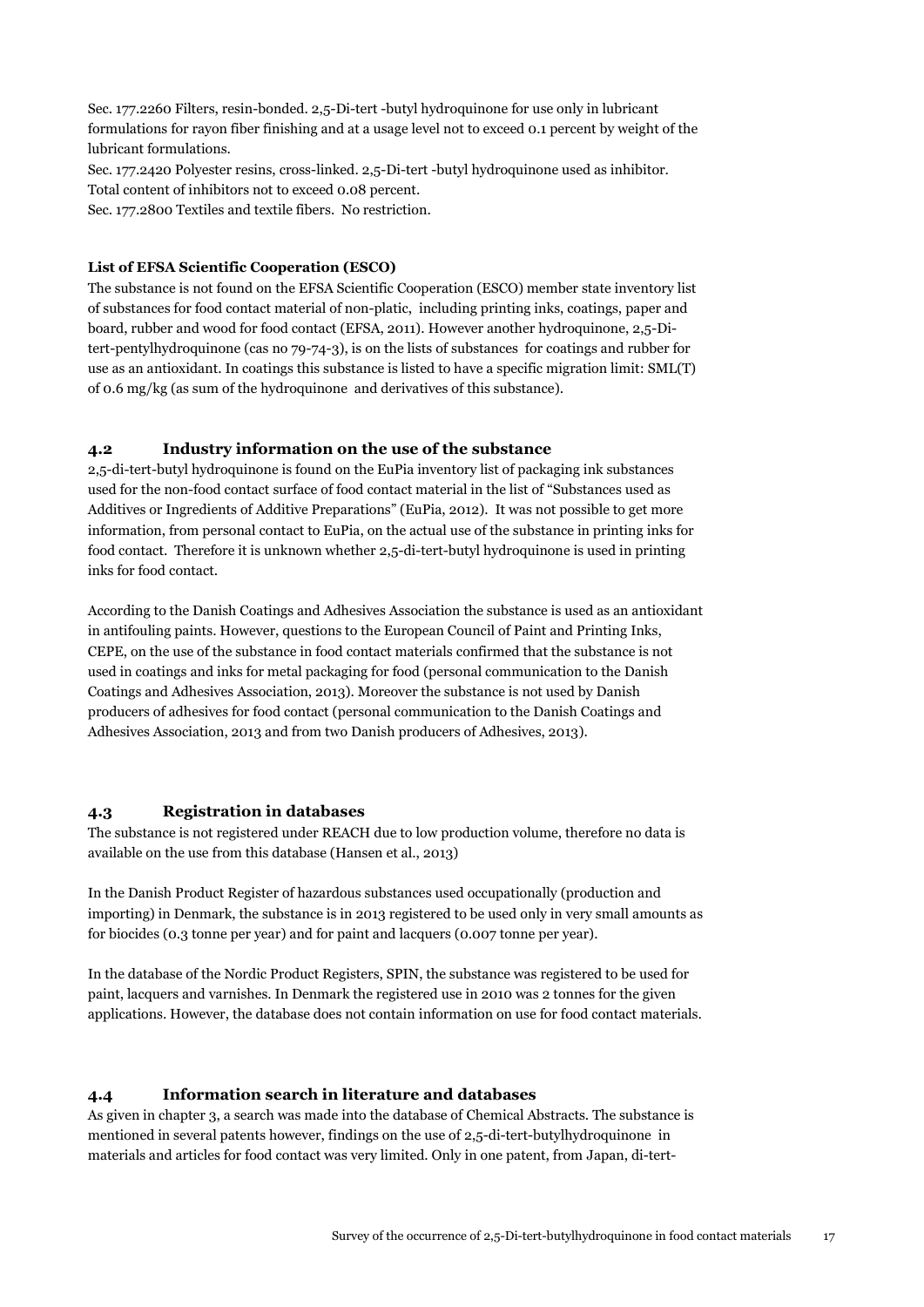Sec. 177.2260 Filters, resin-bonded. 2,5-Di-tert -butyl hydroquinone for use only in lubricant formulations for rayon fiber finishing and at a usage level not to exceed 0.1 percent by weight of the lubricant formulations.
Sec. 177.2420 Polyester resins, cross-linked. 2,5-Di-tert -butyl hydroquinone used as inhibitor. Total content of inhibitors not to exceed 0.08 percent.
Sec. 177.2800 Textiles and textile fibers. No restriction.

**List of EFSA Scientific Cooperation (ESCO)**

The substance is not found on the EFSA Scientific Cooperation (ESCO) member state inventory list of substances for food contact material of non-platic, including printing inks, coatings, paper and board, rubber and wood for food contact (EFSA, 2011). However another hydroquinone, 2,5-Di-tert-pentylhydroquinone (cas no 79-74-3), is on the lists of substances for coatings and rubber for use as an antioxidant. In coatings this substance is listed to have a specific migration limit: SML(T) of 0.6 mg/kg (as sum of the hydroquinone and derivatives of this substance).

## 4.2 Industry information on the use of the substance

2,5-di-tert-butyl hydroquinone is found on the EuPia inventory list of packaging ink substances used for the non-food contact surface of food contact material in the list of "Substances used as Additives or Ingredients of Additive Preparations" (EuPia, 2012). It was not possible to get more information, from personal contact to EuPia, on the actual use of the substance in printing inks for food contact. Therefore it is unknown whether 2,5-di-tert-butyl hydroquinone is used in printing inks for food contact.

According to the Danish Coatings and Adhesives Association the substance is used as an antioxidant in antifouling paints. However, questions to the European Council of Paint and Printing Inks, CEPE, on the use of the substance in food contact materials confirmed that the substance is not used in coatings and inks for metal packaging for food (personal communication to the Danish Coatings and Adhesives Association, 2013). Moreover the substance is not used by Danish producers of adhesives for food contact (personal communication to the Danish Coatings and Adhesives Association, 2013 and from two Danish producers of Adhesives, 2013).

## 4.3 Registration in databases

The substance is not registered under REACH due to low production volume, therefore no data is available on the use from this database (Hansen et al., 2013)

In the Danish Product Register of hazardous substances used occupationally (production and importing) in Denmark, the substance is in 2013 registered to be used only in very small amounts as for biocides (0.3 tonne per year) and for paint and lacquers (0.007 tonne per year).

In the database of the Nordic Product Registers, SPIN, the substance was registered to be used for paint, lacquers and varnishes. In Denmark the registered use in 2010 was 2 tonnes for the given applications. However, the database does not contain information on use for food contact materials.

## 4.4 Information search in literature and databases

As given in chapter 3, a search was made into the database of Chemical Abstracts. The substance is mentioned in several patents however, findings on the use of 2,5-di-tert-butylhydroquinone in materials and articles for food contact was very limited. Only in one patent, from Japan, di-tert-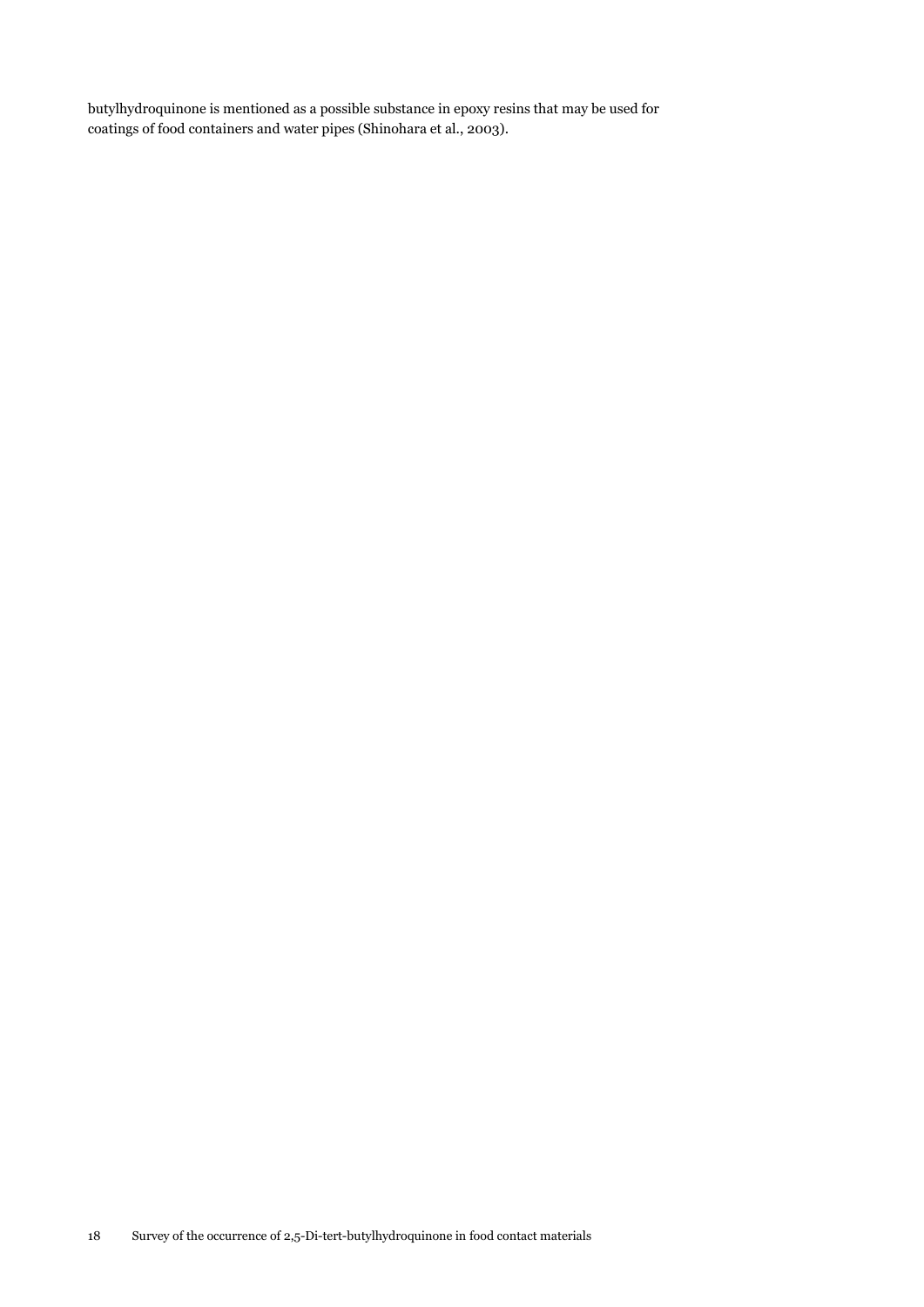butylhydroquinone is mentioned as a possible substance in epoxy resins that may be used for coatings of food containers and water pipes (Shinohara et al., 2003).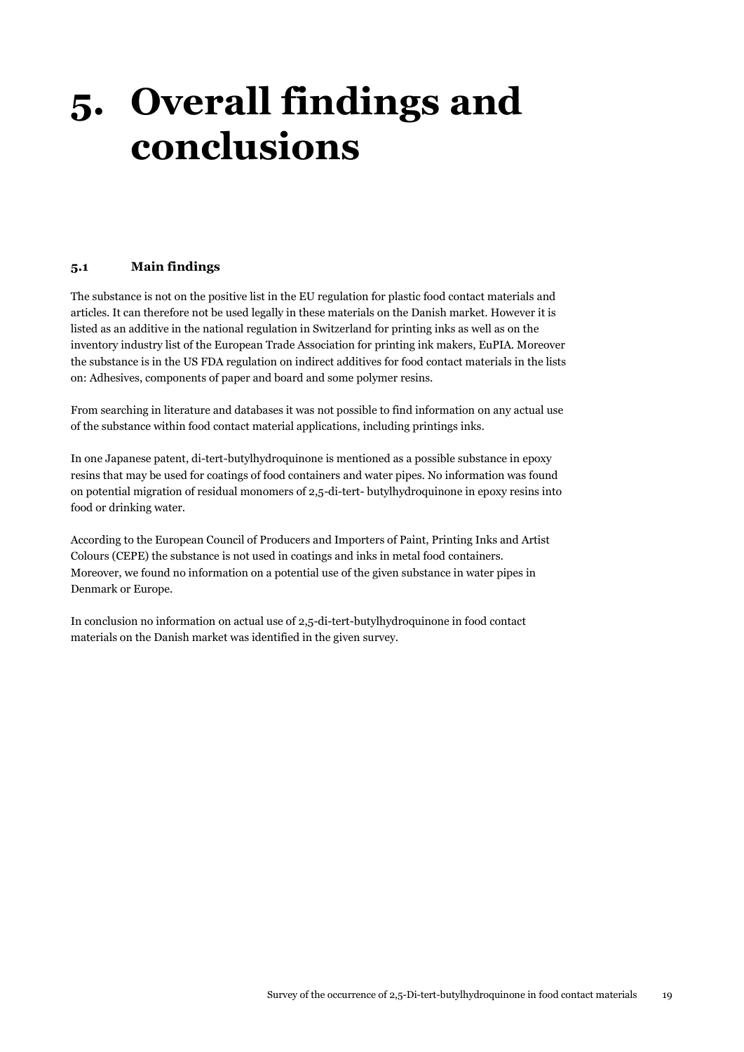# 5. Overall findings and conclusions

## 5.1 Main findings

The substance is not on the positive list in the EU regulation for plastic food contact materials and articles. It can therefore not be used legally in these materials on the Danish market. However it is listed as an additive in the national regulation in Switzerland for printing inks as well as on the inventory industry list of the European Trade Association for printing ink makers, EuPIA. Moreover the substance is in the US FDA regulation on indirect additives for food contact materials in the lists on: Adhesives, components of paper and board and some polymer resins.

From searching in literature and databases it was not possible to find information on any actual use of the substance within food contact material applications, including printings inks.

In one Japanese patent, di-tert-butylhydroquinone is mentioned as a possible substance in epoxy resins that may be used for coatings of food containers and water pipes. No information was found on potential migration of residual monomers of 2,5-di-tert- butylhydroquinone in epoxy resins into food or drinking water.

According to the European Council of Producers and Importers of Paint, Printing Inks and Artist Colours (CEPE) the substance is not used in coatings and inks in metal food containers. Moreover, we found no information on a potential use of the given substance in water pipes in Denmark or Europe.

In conclusion no information on actual use of 2,5-di-tert-butylhydroquinone in food contact materials on the Danish market was identified in the given survey.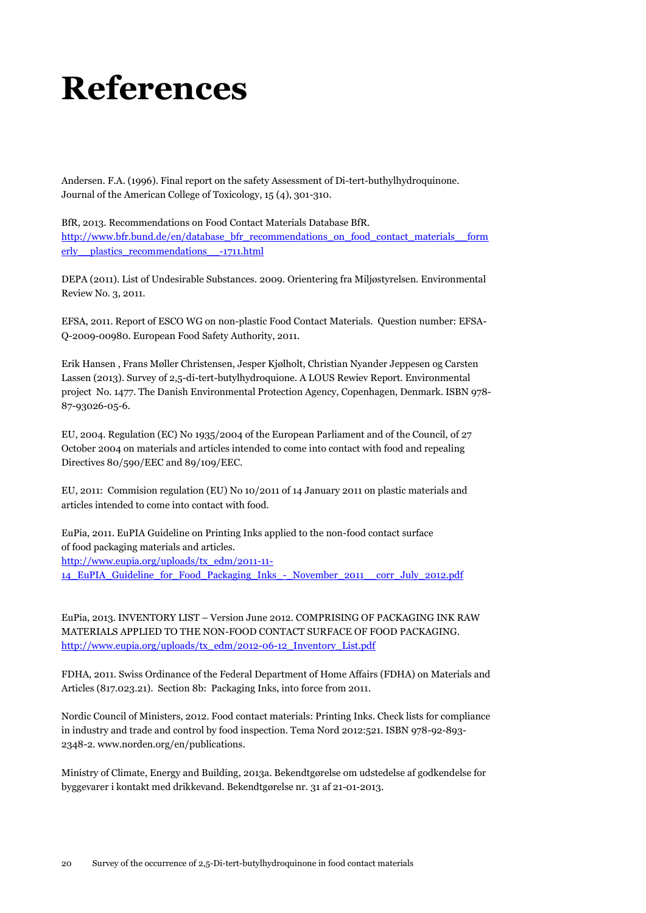# References

Andersen. F.A. (1996). Final report on the safety Assessment of Di-tert-buthylhydroquinone. Journal of the American College of Toxicology, 15 (4), 301-310.

BfR, 2013. Recommendations on Food Contact Materials Database BfR. http://www.bfr.bund.de/en/database_bfr_recommendations_on_food_contact_materials__formerly__plastics_recommendations__-1711.html

DEPA (2011). List of Undesirable Substances. 2009. Orientering fra Miljøstyrelsen. Environmental Review No. 3, 2011.

EFSA, 2011. Report of ESCO WG on non-plastic Food Contact Materials. Question number: EFSA-Q-2009-00980. European Food Safety Authority, 2011.

Erik Hansen , Frans Møller Christensen, Jesper Kjølholt, Christian Nyander Jeppesen og Carsten Lassen (2013). Survey of 2,5-di-tert-butylhydroquione. A LOUS Rewiev Report. Environmental project No. 1477. The Danish Environmental Protection Agency, Copenhagen, Denmark. ISBN 978-87-93026-05-6.

EU, 2004. Regulation (EC) No 1935/2004 of the European Parliament and of the Council, of 27 October 2004 on materials and articles intended to come into contact with food and repealing Directives 80/590/EEC and 89/109/EEC.

EU, 2011: Commision regulation (EU) No 10/2011 of 14 January 2011 on plastic materials and articles intended to come into contact with food.

EuPia, 2011. EuPIA Guideline on Printing Inks applied to the non-food contact surface of food packaging materials and articles. http://www.eupia.org/uploads/tx_edm/2011-11-14_EuPIA_Guideline_for_Food_Packaging_Inks_-_November_2011__corr_July_2012.pdf

EuPia, 2013. INVENTORY LIST – Version June 2012. COMPRISING OF PACKAGING INK RAW MATERIALS APPLIED TO THE NON-FOOD CONTACT SURFACE OF FOOD PACKAGING. http://www.eupia.org/uploads/tx_edm/2012-06-12_Inventory_List.pdf

FDHA, 2011. Swiss Ordinance of the Federal Department of Home Affairs (FDHA) on Materials and Articles (817.023.21). Section 8b: Packaging Inks, into force from 2011.

Nordic Council of Ministers, 2012. Food contact materials: Printing Inks. Check lists for compliance in industry and trade and control by food inspection. Tema Nord 2012:521. ISBN 978-92-893-2348-2. www.norden.org/en/publications.

Ministry of Climate, Energy and Building, 2013a. Bekendtgørelse om udstedelse af godkendelse for byggevarer i kontakt med drikkevand. Bekendtgørelse nr. 31 af 21-01-2013.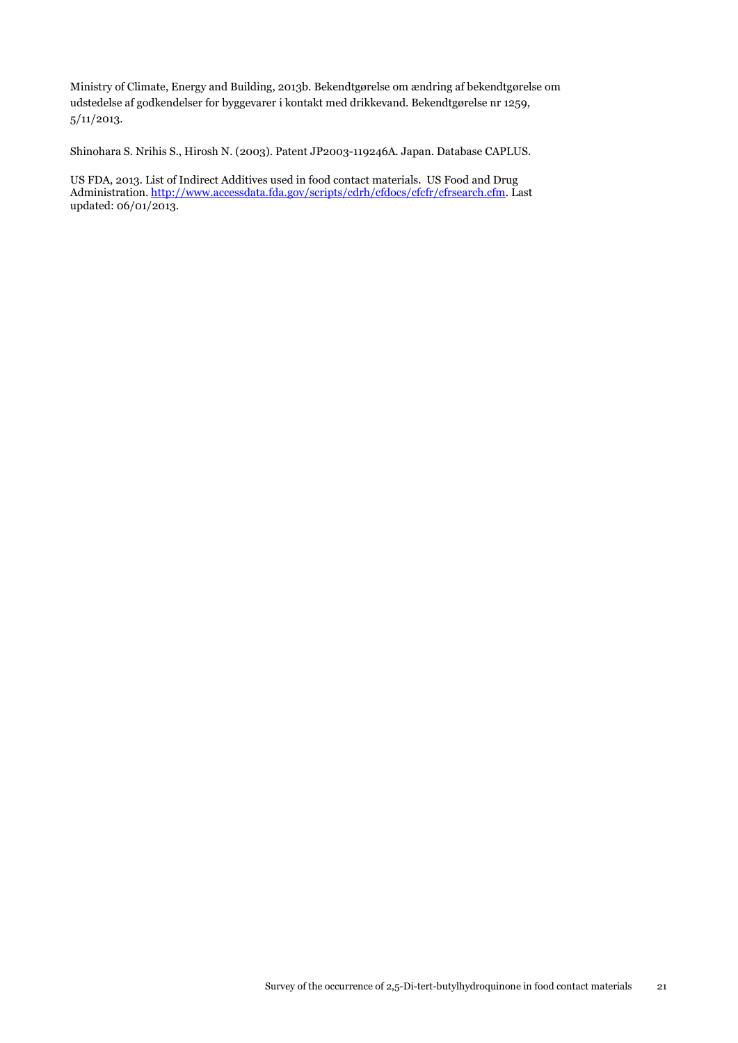Ministry of Climate, Energy and Building, 2013b. Bekendtgørelse om ændring af bekendtgørelse om udstedelse af godkendelser for byggevarer i kontakt med drikkevand. Bekendtgørelse nr 1259, 5/11/2013.

Shinohara S. Nrihis S., Hirosh N. (2003). Patent JP2003-119246A. Japan. Database CAPLUS.

US FDA, 2013. List of Indirect Additives used in food contact materials. US Food and Drug Administration. http://www.accessdata.fda.gov/scripts/cdrh/cfdocs/cfcfr/cfrsearch.cfm. Last updated: 06/01/2013.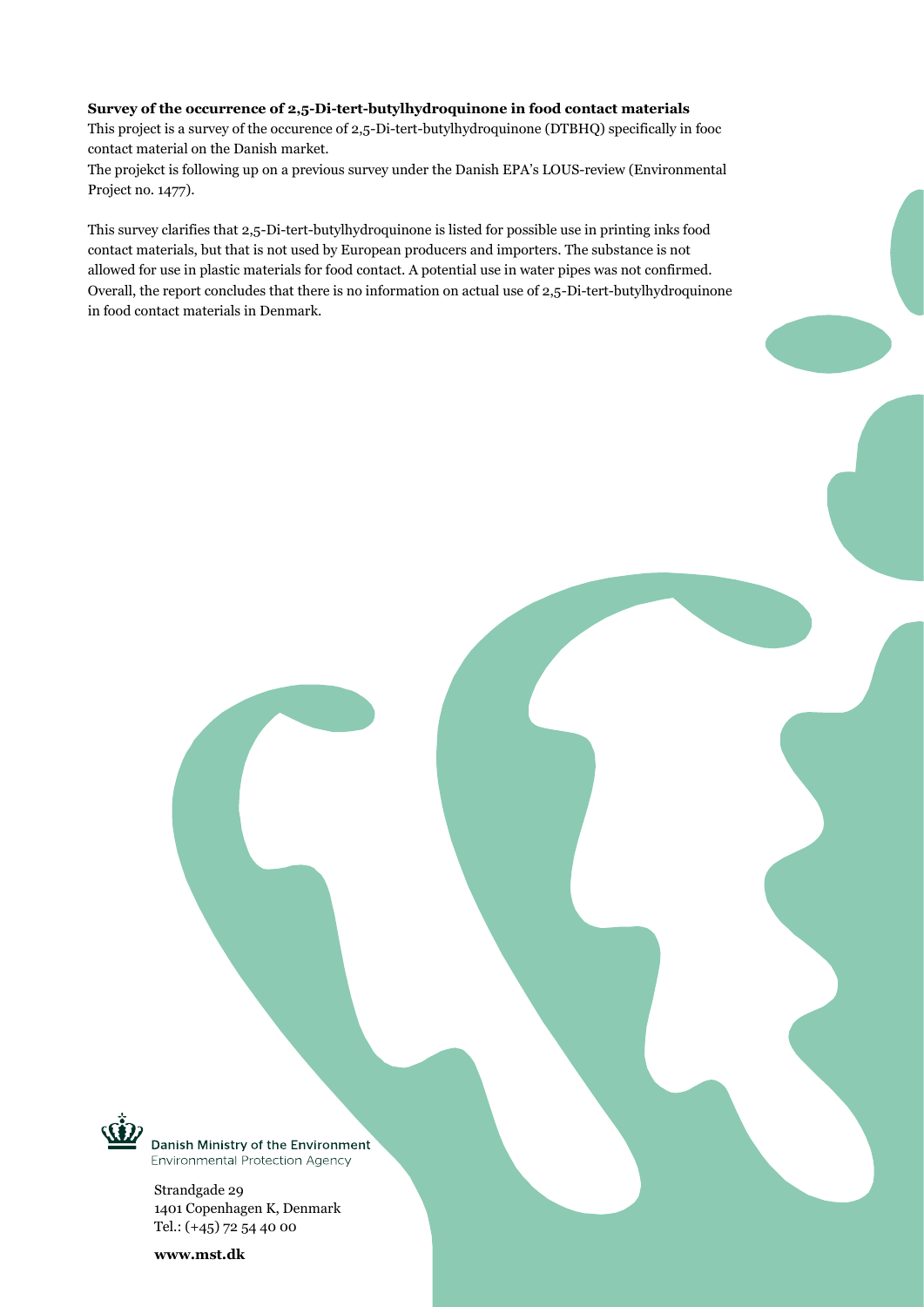**Survey of the occurrence of 2,5-Di-tert-butylhydroquinone in food contact materials**

This project is a survey of the occurence of 2,5-Di-tert-butylhydroquinone (DTBHQ) specifically in fooc contact material on the Danish market.

The projekct is following up on a previous survey under the Danish EPA's LOUS-review (Environmental Project no. 1477).

This survey clarifies that 2,5-Di-tert-butylhydroquinone is listed for possible use in printing inks food contact materials, but that is not used by European producers and importers. The substance is not allowed for use in plastic materials for food contact. A potential use in water pipes was not confirmed. Overall, the report concludes that there is no information on actual use of 2,5-Di-tert-butylhydroquinone in food contact materials in Denmark.

Danish Ministry of the Environment
Environmental Protection Agency

Strandgade 29
1401 Copenhagen K, Denmark
Tel.: (+45) 72 54 40 00

**www.mst.dk**